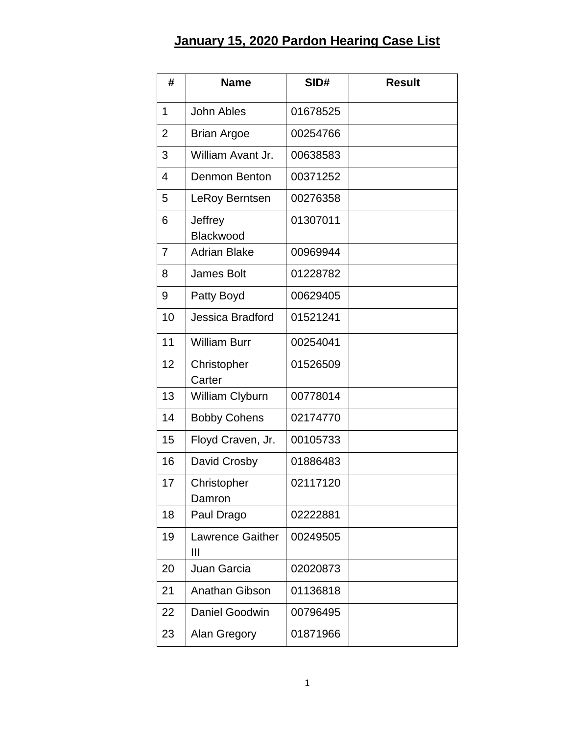# January 15, 2020 Pardon Hearing Case List

| # | Name | SID# | Result |
|---|---|---|---|
| 1 | John Ables | 01678525 | |
| 2 | Brian Argoe | 00254766 | |
| 3 | William Avant Jr. | 00638583 | |
| 4 | Denmon Benton | 00371252 | |
| 5 | LeRoy Berntsen | 00276358 | |
| 6 | Jeffrey Blackwood | 01307011 | |
| 7 | Adrian Blake | 00969944 | |
| 8 | James Bolt | 01228782 | |
| 9 | Patty Boyd | 00629405 | |
| 10 | Jessica Bradford | 01521241 | |
| 11 | William Burr | 00254041 | |
| 12 | Christopher Carter | 01526509 | |
| 13 | William Clyburn | 00778014 | |
| 14 | Bobby Cohens | 02174770 | |
| 15 | Floyd Craven, Jr. | 00105733 | |
| 16 | David Crosby | 01886483 | |
| 17 | Christopher Damron | 02117120 | |
| 18 | Paul Drago | 02222881 | |
| 19 | Lawrence Gaither III | 00249505 | |
| 20 | Juan Garcia | 02020873 | |
| 21 | Anathan Gibson | 01136818 | |
| 22 | Daniel Goodwin | 00796495 | |
| 23 | Alan Gregory | 01871966 | |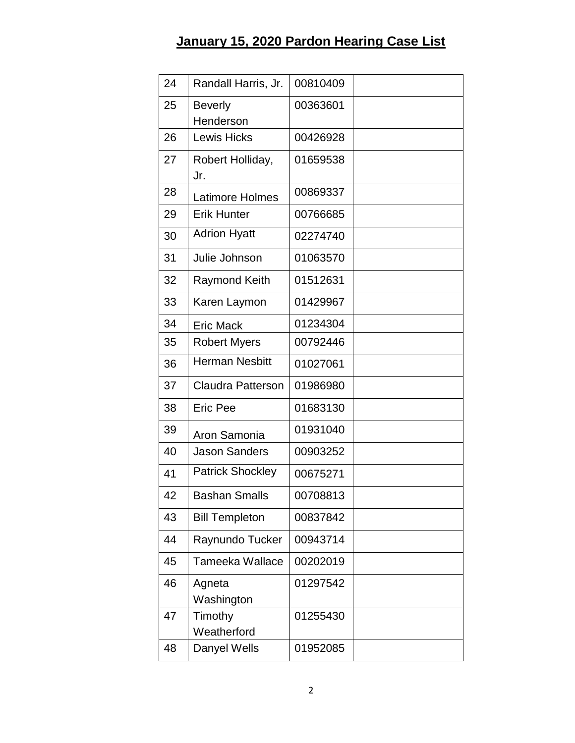# January 15, 2020 Pardon Hearing Case List

| | | | |
|---|---|---|---|
| 24 | Randall Harris, Jr. | 00810409 | |
| 25 | Beverly Henderson | 00363601 | |
| 26 | Lewis Hicks | 00426928 | |
| 27 | Robert Holliday, Jr. | 01659538 | |
| 28 | Latimore Holmes | 00869337 | |
| 29 | Erik Hunter | 00766685 | |
| 30 | Adrion Hyatt | 02274740 | |
| 31 | Julie Johnson | 01063570 | |
| 32 | Raymond Keith | 01512631 | |
| 33 | Karen Laymon | 01429967 | |
| 34 | Eric Mack | 01234304 | |
| 35 | Robert Myers | 00792446 | |
| 36 | Herman Nesbitt | 01027061 | |
| 37 | Claudra Patterson | 01986980 | |
| 38 | Eric Pee | 01683130 | |
| 39 | Aron Samonia | 01931040 | |
| 40 | Jason Sanders | 00903252 | |
| 41 | Patrick Shockley | 00675271 | |
| 42 | Bashan Smalls | 00708813 | |
| 43 | Bill Templeton | 00837842 | |
| 44 | Raynundo Tucker | 00943714 | |
| 45 | Tameeka Wallace | 00202019 | |
| 46 | Agneta Washington | 01297542 | |
| 47 | Timothy Weatherford | 01255430 | |
| 48 | Danyel Wells | 01952085 | |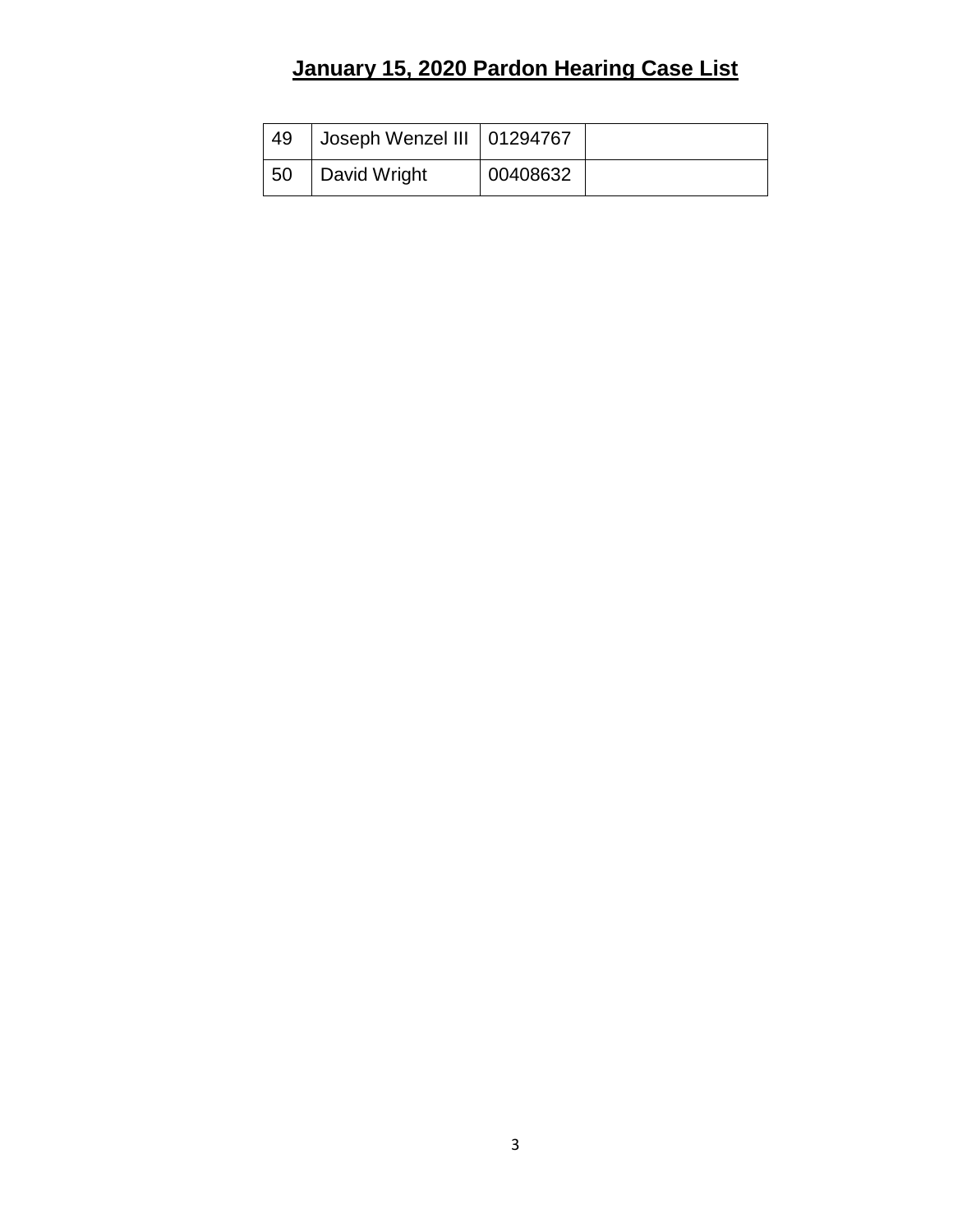## January 15, 2020 Pardon Hearing Case List

| | | | |
|---|---|---|---|
| 49 | Joseph Wenzel III | 01294767 | |
| 50 | David Wright | 00408632 | |